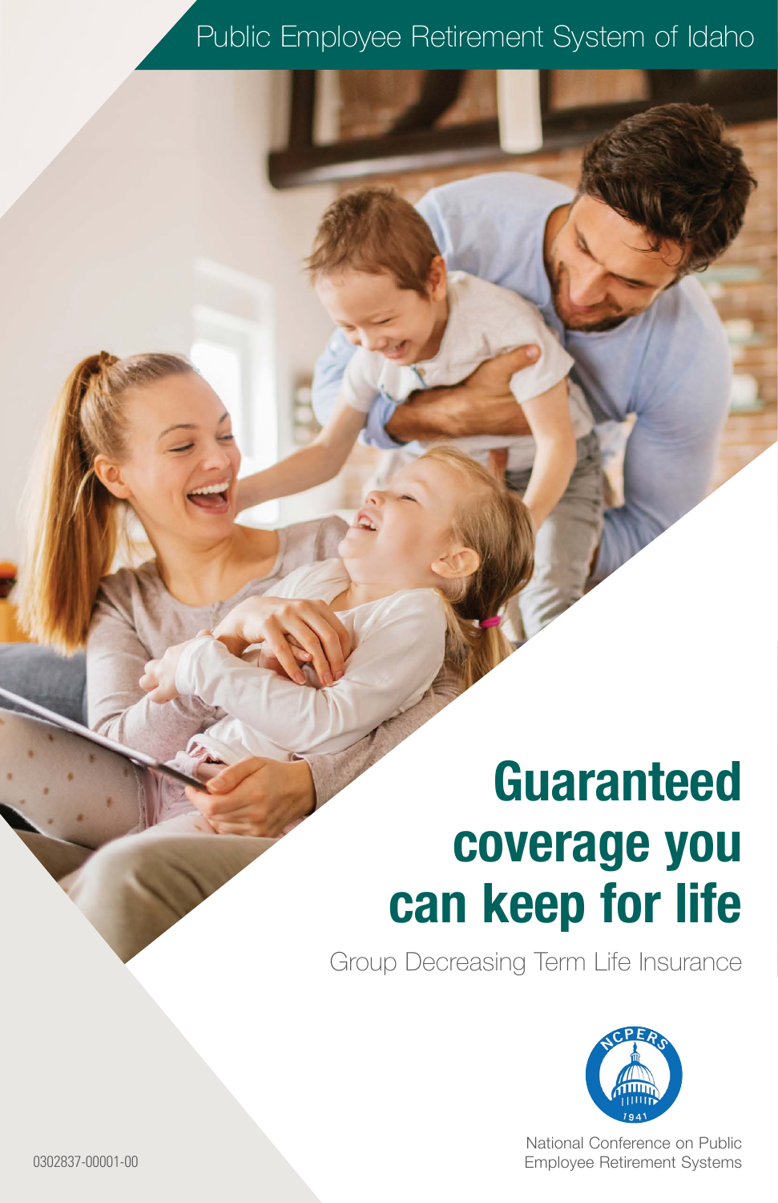Public Employee Retirement System of Idaho

# Guaranteed coverage you can keep for life

Group Decreasing Term Life Insurance

NCPERS 1941

National Conference on Public Employee Retirement Systems

0302837-00001-00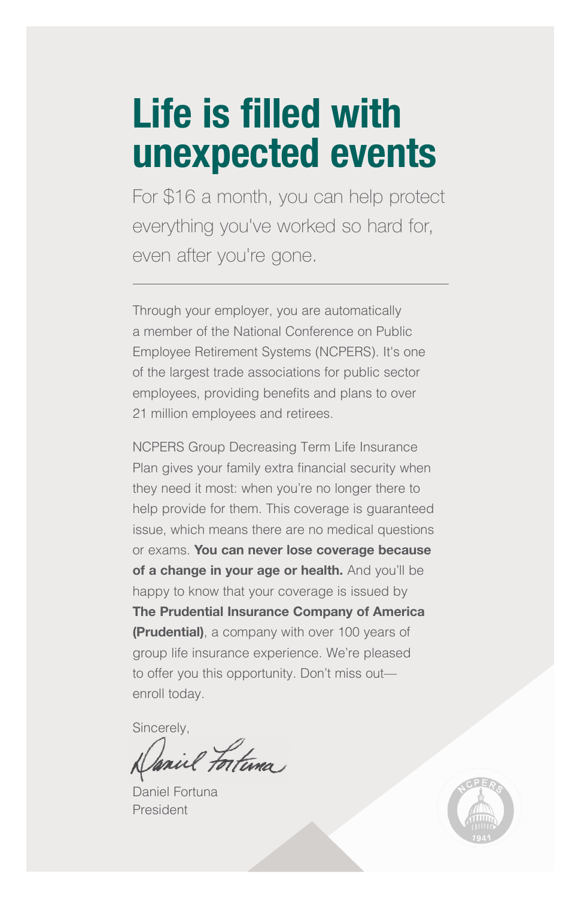# Life is filled with unexpected events

For $16 a month, you can help protect everything you've worked so hard for, even after you're gone.

---

Through your employer, you are automatically a member of the National Conference on Public Employee Retirement Systems (NCPERS). It's one of the largest trade associations for public sector employees, providing benefits and plans to over 21 million employees and retirees.

NCPERS Group Decreasing Term Life Insurance Plan gives your family extra financial security when they need it most: when you're no longer there to help provide for them. This coverage is guaranteed issue, which means there are no medical questions or exams. **You can never lose coverage because of a change in your age or health.** And you'll be happy to know that your coverage is issued by **The Prudential Insurance Company of America (Prudential)**, a company with over 100 years of group life insurance experience. We're pleased to offer you this opportunity. Don't miss out—enroll today.

Sincerely,

Daniel Fortuna
President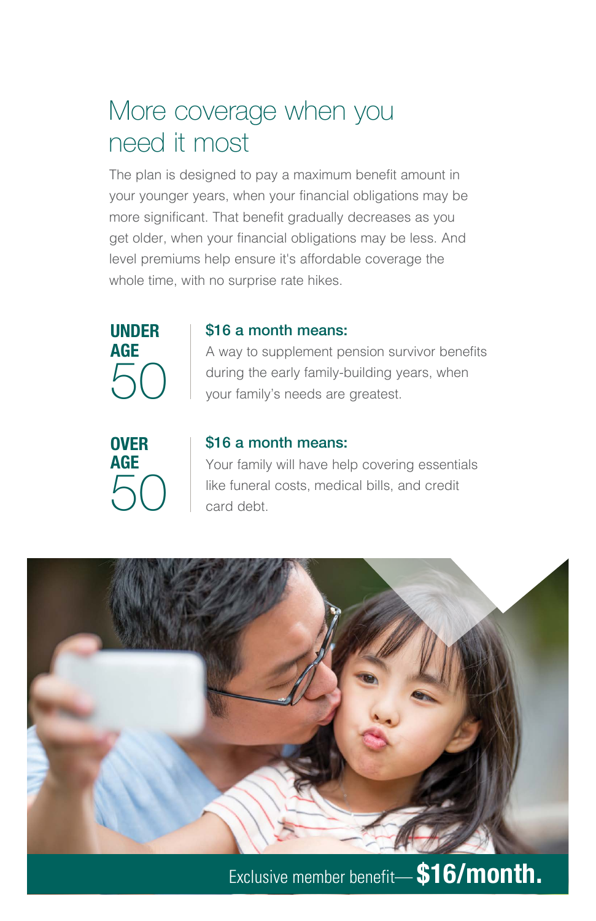# More coverage when you need it most

The plan is designed to pay a maximum benefit amount in your younger years, when your financial obligations may be more significant. That benefit gradually decreases as you get older, when your financial obligations may be less. And level premiums help ensure it's affordable coverage the whole time, with no surprise rate hikes.

**UNDER AGE 50**

**$16 a month means:**
A way to supplement pension survivor benefits during the early family-building years, when your family's needs are greatest.

**OVER AGE 50**

**$16 a month means:**
Your family will have help covering essentials like funeral costs, medical bills, and credit card debt.

Exclusive member benefit—**$16/month.**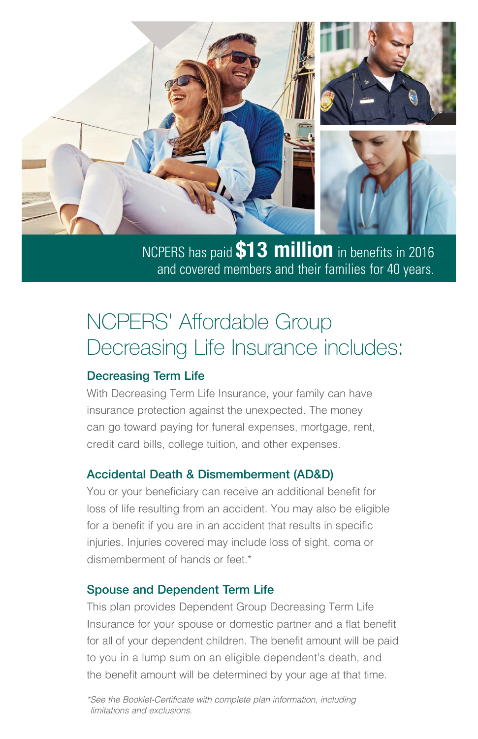NCPERS has paid **$13 million** in benefits in 2016 and covered members and their families for 40 years.

# NCPERS' Affordable Group Decreasing Life Insurance includes:

### Decreasing Term Life

With Decreasing Term Life Insurance, your family can have insurance protection against the unexpected. The money can go toward paying for funeral expenses, mortgage, rent, credit card bills, college tuition, and other expenses.

### Accidental Death & Dismemberment (AD&D)

You or your beneficiary can receive an additional benefit for loss of life resulting from an accident. You may also be eligible for a benefit if you are in an accident that results in specific injuries. Injuries covered may include loss of sight, coma or dismemberment of hands or feet.*

### Spouse and Dependent Term Life

This plan provides Dependent Group Decreasing Term Life Insurance for your spouse or domestic partner and a flat benefit for all of your dependent children. The benefit amount will be paid to you in a lump sum on an eligible dependent's death, and the benefit amount will be determined by your age at that time.

*\*See the Booklet-Certificate with complete plan information, including limitations and exclusions.*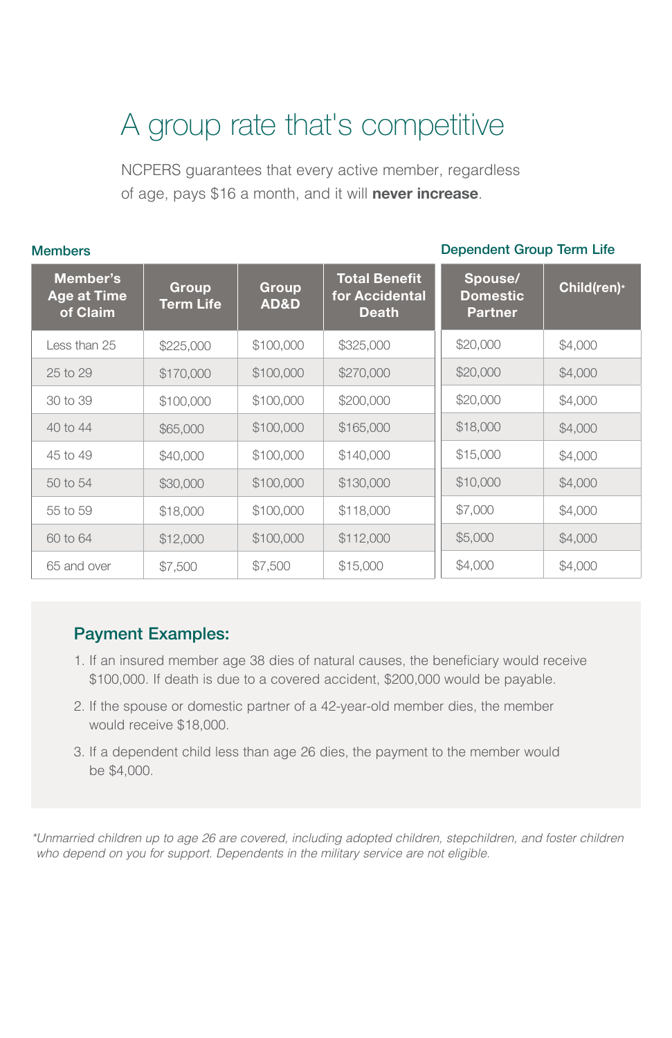# A group rate that's competitive

NCPERS guarantees that every active member, regardless of age, pays $16 a month, and it will **never increase**.

| Members | | | | Dependent Group Term Life | |
|---|---|---|---|---|---|
| Member's Age at Time of Claim | Group Term Life | Group AD&D | Total Benefit for Accidental Death | Spouse/ Domestic Partner | Child(ren)* |
| Less than 25 | $225,000 | $100,000 | $325,000 | $20,000 | $4,000 |
| 25 to 29 | $170,000 | $100,000 | $270,000 | $20,000 | $4,000 |
| 30 to 39 | $100,000 | $100,000 | $200,000 | $20,000 | $4,000 |
| 40 to 44 | $65,000 | $100,000 | $165,000 | $18,000 | $4,000 |
| 45 to 49 | $40,000 | $100,000 | $140,000 | $15,000 | $4,000 |
| 50 to 54 | $30,000 | $100,000 | $130,000 | $10,000 | $4,000 |
| 55 to 59 | $18,000 | $100,000 | $118,000 | $7,000 | $4,000 |
| 60 to 64 | $12,000 | $100,000 | $112,000 | $5,000 | $4,000 |
| 65 and over | $7,500 | $7,500 | $15,000 | $4,000 | $4,000 |

## Payment Examples:

1. If an insured member age 38 dies of natural causes, the beneficiary would receive $100,000. If death is due to a covered accident, $200,000 would be payable.
2. If the spouse or domestic partner of a 42-year-old member dies, the member would receive $18,000.
3. If a dependent child less than age 26 dies, the payment to the member would be $4,000.

*\*Unmarried children up to age 26 are covered, including adopted children, stepchildren, and foster children who depend on you for support. Dependents in the military service are not eligible.*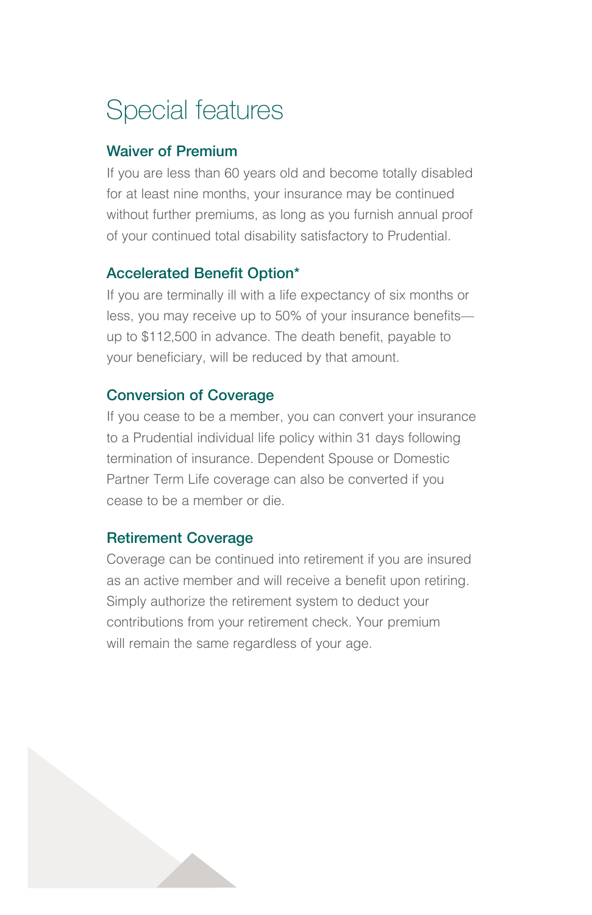# Special features

### Waiver of Premium

If you are less than 60 years old and become totally disabled for at least nine months, your insurance may be continued without further premiums, as long as you furnish annual proof of your continued total disability satisfactory to Prudential.

### Accelerated Benefit Option*

If you are terminally ill with a life expectancy of six months or less, you may receive up to 50% of your insurance benefits—up to $112,500 in advance. The death benefit, payable to your beneficiary, will be reduced by that amount.

### Conversion of Coverage

If you cease to be a member, you can convert your insurance to a Prudential individual life policy within 31 days following termination of insurance. Dependent Spouse or Domestic Partner Term Life coverage can also be converted if you cease to be a member or die.

### Retirement Coverage

Coverage can be continued into retirement if you are insured as an active member and will receive a benefit upon retiring. Simply authorize the retirement system to deduct your contributions from your retirement check. Your premium will remain the same regardless of your age.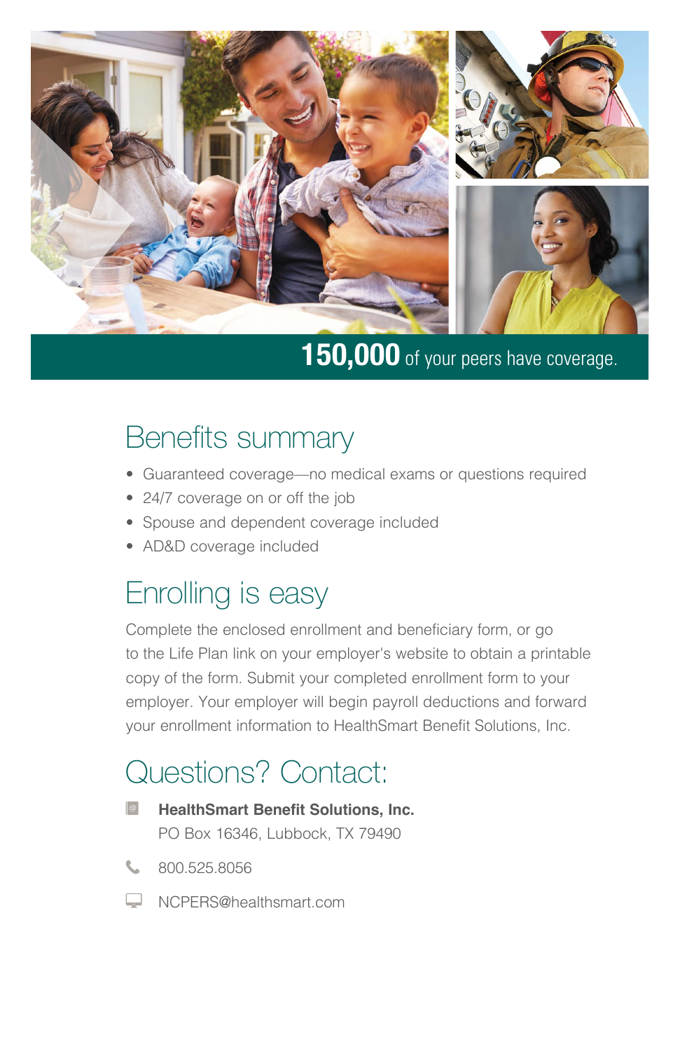**150,000** of your peers have coverage.

## Benefits summary

- Guaranteed coverage—no medical exams or questions required
- 24/7 coverage on or off the job
- Spouse and dependent coverage included
- AD&D coverage included

## Enrolling is easy

Complete the enclosed enrollment and beneficiary form, or go to the Life Plan link on your employer's website to obtain a printable copy of the form. Submit your completed enrollment form to your employer. Your employer will begin payroll deductions and forward your enrollment information to HealthSmart Benefit Solutions, Inc.

## Questions? Contact:

**HealthSmart Benefit Solutions, Inc.**
PO Box 16346, Lubbock, TX 79490

800.525.8056

NCPERS@healthsmart.com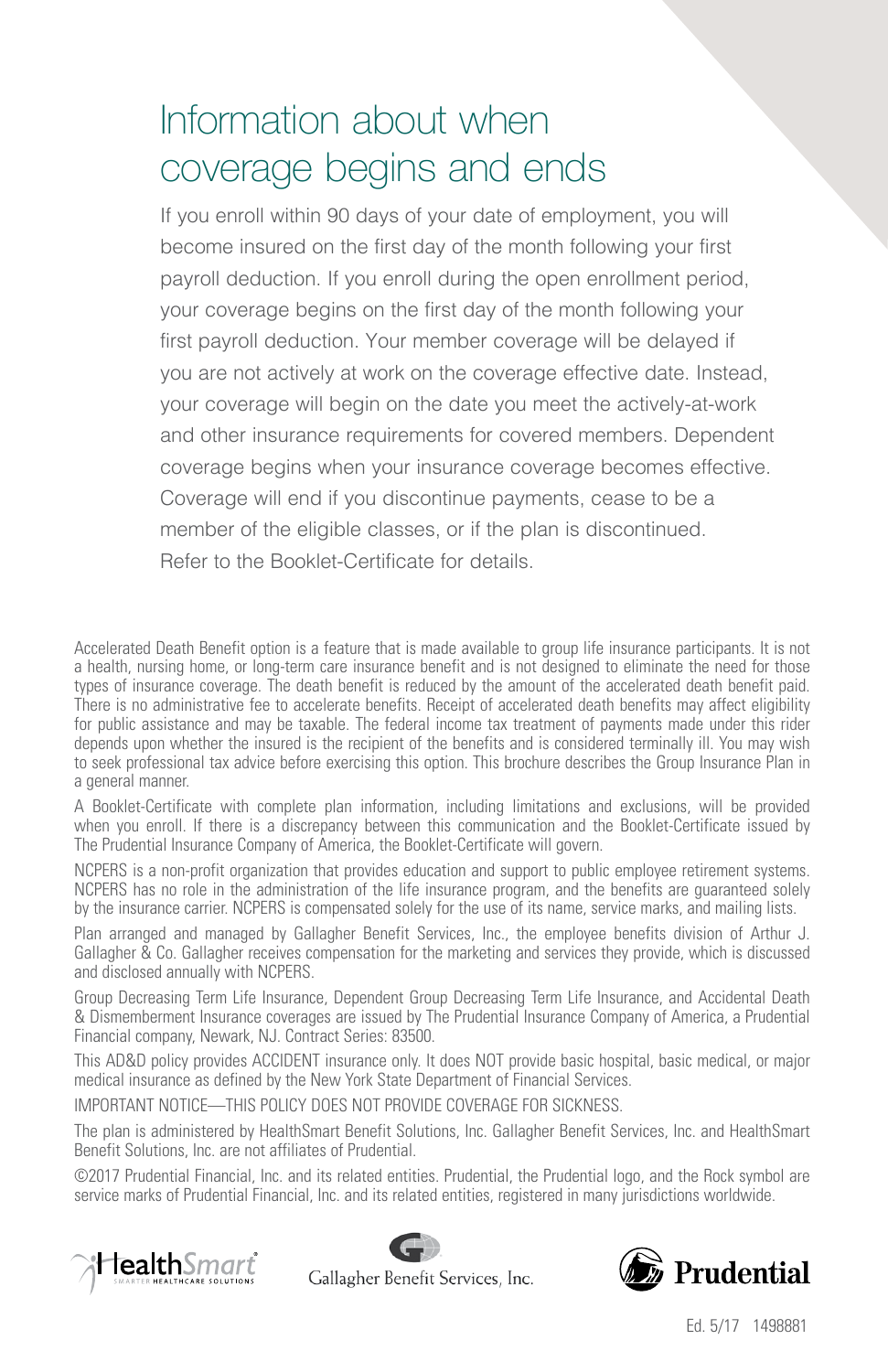# Information about when coverage begins and ends

If you enroll within 90 days of your date of employment, you will become insured on the first day of the month following your first payroll deduction. If you enroll during the open enrollment period, your coverage begins on the first day of the month following your first payroll deduction. Your member coverage will be delayed if you are not actively at work on the coverage effective date. Instead, your coverage will begin on the date you meet the actively-at-work and other insurance requirements for covered members. Dependent coverage begins when your insurance coverage becomes effective. Coverage will end if you discontinue payments, cease to be a member of the eligible classes, or if the plan is discontinued. Refer to the Booklet-Certificate for details.

Accelerated Death Benefit option is a feature that is made available to group life insurance participants. It is not a health, nursing home, or long-term care insurance benefit and is not designed to eliminate the need for those types of insurance coverage. The death benefit is reduced by the amount of the accelerated death benefit paid. There is no administrative fee to accelerate benefits. Receipt of accelerated death benefits may affect eligibility for public assistance and may be taxable. The federal income tax treatment of payments made under this rider depends upon whether the insured is the recipient of the benefits and is considered terminally ill. You may wish to seek professional tax advice before exercising this option. This brochure describes the Group Insurance Plan in a general manner.

A Booklet-Certificate with complete plan information, including limitations and exclusions, will be provided when you enroll. If there is a discrepancy between this communication and the Booklet-Certificate issued by The Prudential Insurance Company of America, the Booklet-Certificate will govern.

NCPERS is a non-profit organization that provides education and support to public employee retirement systems. NCPERS has no role in the administration of the life insurance program, and the benefits are guaranteed solely by the insurance carrier. NCPERS is compensated solely for the use of its name, service marks, and mailing lists.

Plan arranged and managed by Gallagher Benefit Services, Inc., the employee benefits division of Arthur J. Gallagher & Co. Gallagher receives compensation for the marketing and services they provide, which is discussed and disclosed annually with NCPERS.

Group Decreasing Term Life Insurance, Dependent Group Decreasing Term Life Insurance, and Accidental Death & Dismemberment Insurance coverages are issued by The Prudential Insurance Company of America, a Prudential Financial company, Newark, NJ. Contract Series: 83500.

This AD&D policy provides ACCIDENT insurance only. It does NOT provide basic hospital, basic medical, or major medical insurance as defined by the New York State Department of Financial Services.

IMPORTANT NOTICE—THIS POLICY DOES NOT PROVIDE COVERAGE FOR SICKNESS.

The plan is administered by HealthSmart Benefit Solutions, Inc. Gallagher Benefit Services, Inc. and HealthSmart Benefit Solutions, Inc. are not affiliates of Prudential.

©2017 Prudential Financial, Inc. and its related entities. Prudential, the Prudential logo, and the Rock symbol are service marks of Prudential Financial, Inc. and its related entities, registered in many jurisdictions worldwide.

HealthSmart — SMARTER HEALTHCARE SOLUTIONS

Gallagher Benefit Services, Inc.

Prudential

Ed. 5/17 1498881